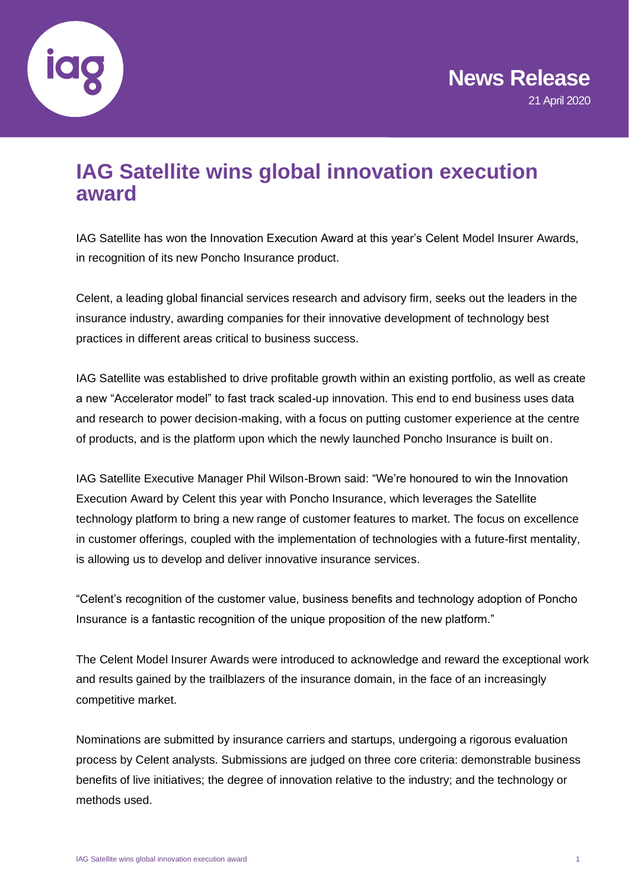News Release

21 April 2020

# IAG Satellite wins global innovation execution award

IAG Satellite has won the Innovation Execution Award at this year's Celent Model Insurer Awards, in recognition of its new Poncho Insurance product.

Celent, a leading global financial services research and advisory firm, seeks out the leaders in the insurance industry, awarding companies for their innovative development of technology best practices in different areas critical to business success.

IAG Satellite was established to drive profitable growth within an existing portfolio, as well as create a new "Accelerator model" to fast track scaled-up innovation. This end to end business uses data and research to power decision-making, with a focus on putting customer experience at the centre of products, and is the platform upon which the newly launched Poncho Insurance is built on.

IAG Satellite Executive Manager Phil Wilson-Brown said: "We're honoured to win the Innovation Execution Award by Celent this year with Poncho Insurance, which leverages the Satellite technology platform to bring a new range of customer features to market. The focus on excellence in customer offerings, coupled with the implementation of technologies with a future-first mentality, is allowing us to develop and deliver innovative insurance services.

"Celent's recognition of the customer value, business benefits and technology adoption of Poncho Insurance is a fantastic recognition of the unique proposition of the new platform."

The Celent Model Insurer Awards were introduced to acknowledge and reward the exceptional work and results gained by the trailblazers of the insurance domain, in the face of an increasingly competitive market.

Nominations are submitted by insurance carriers and startups, undergoing a rigorous evaluation process by Celent analysts. Submissions are judged on three core criteria: demonstrable business benefits of live initiatives; the degree of innovation relative to the industry; and the technology or methods used.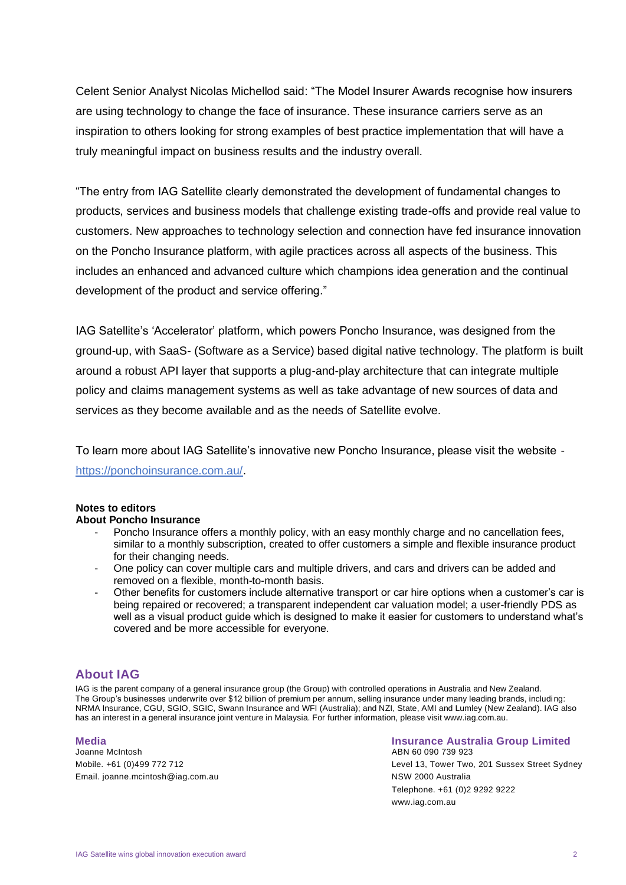Celent Senior Analyst Nicolas Michellod said: "The Model Insurer Awards recognise how insurers are using technology to change the face of insurance. These insurance carriers serve as an inspiration to others looking for strong examples of best practice implementation that will have a truly meaningful impact on business results and the industry overall.

"The entry from IAG Satellite clearly demonstrated the development of fundamental changes to products, services and business models that challenge existing trade-offs and provide real value to customers. New approaches to technology selection and connection have fed insurance innovation on the Poncho Insurance platform, with agile practices across all aspects of the business. This includes an enhanced and advanced culture which champions idea generation and the continual development of the product and service offering."

IAG Satellite's 'Accelerator' platform, which powers Poncho Insurance, was designed from the ground-up, with SaaS- (Software as a Service) based digital native technology. The platform is built around a robust API layer that supports a plug-and-play architecture that can integrate multiple policy and claims management systems as well as take advantage of new sources of data and services as they become available and as the needs of Satellite evolve.

To learn more about IAG Satellite's innovative new Poncho Insurance, please visit the website - [https://ponchoinsurance.com.au/](https://ponchoinsurance.com.au/).

**Notes to editors**
**About Poncho Insurance**

- Poncho Insurance offers a monthly policy, with an easy monthly charge and no cancellation fees, similar to a monthly subscription, created to offer customers a simple and flexible insurance product for their changing needs.
- One policy can cover multiple cars and multiple drivers, and cars and drivers can be added and removed on a flexible, month-to-month basis.
- Other benefits for customers include alternative transport or car hire options when a customer's car is being repaired or recovered; a transparent independent car valuation model; a user-friendly PDS as well as a visual product guide which is designed to make it easier for customers to understand what's covered and be more accessible for everyone.

## About IAG

IAG is the parent company of a general insurance group (the Group) with controlled operations in Australia and New Zealand. The Group's businesses underwrite over $12 billion of premium per annum, selling insurance under many leading brands, including: NRMA Insurance, CGU, SGIO, SGIC, Swann Insurance and WFI (Australia); and NZI, State, AMI and Lumley (New Zealand). IAG also has an interest in a general insurance joint venture in Malaysia. For further information, please visit www.iag.com.au.

**Media**
Joanne McIntosh
Mobile. +61 (0)499 772 712
Email. joanne.mcintosh@iag.com.au

**Insurance Australia Group Limited**
ABN 60 090 739 923
Level 13, Tower Two, 201 Sussex Street Sydney
NSW 2000 Australia
Telephone. +61 (0)2 9292 9222
www.iag.com.au